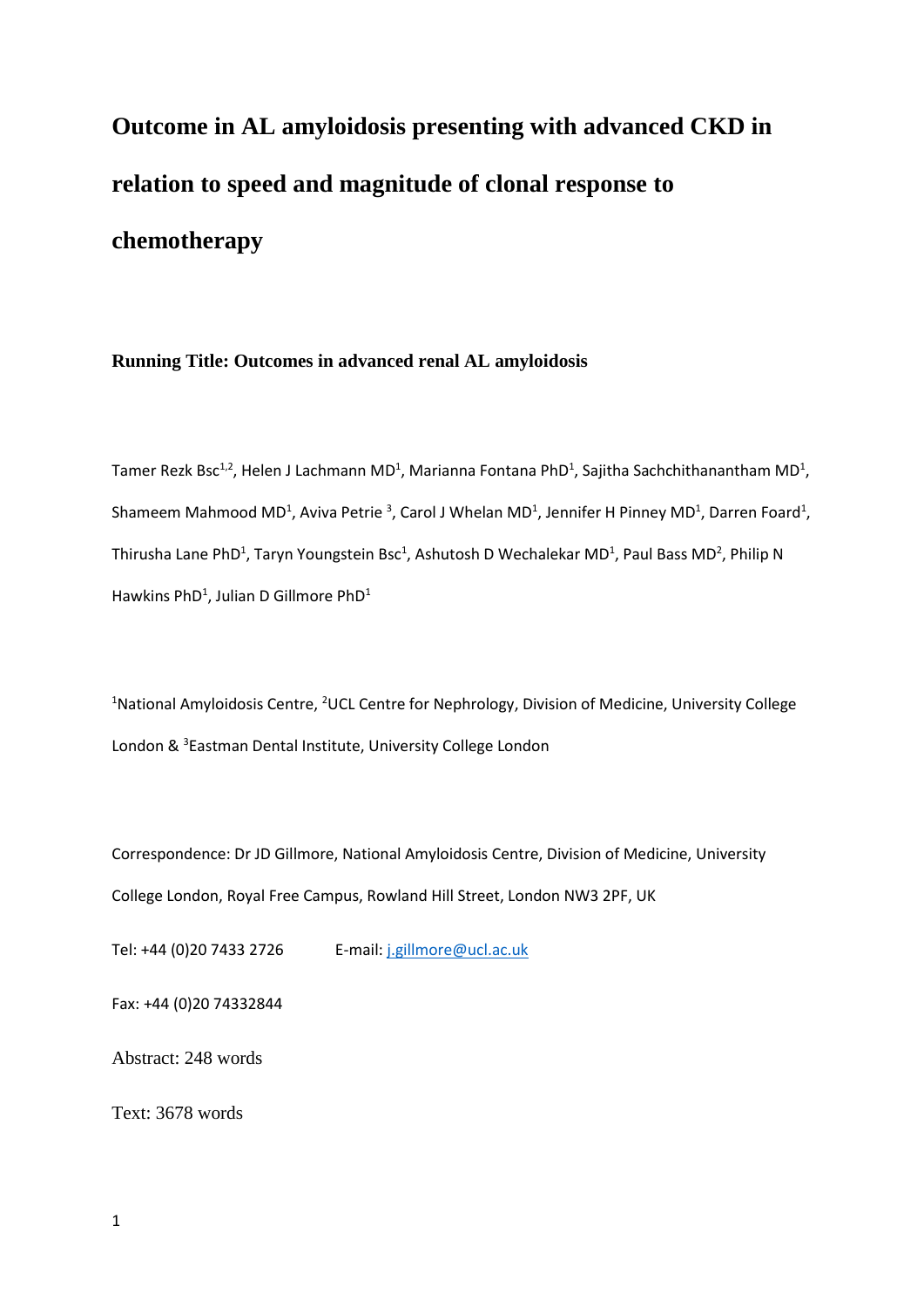# Outcome in AL amyloidosis presenting with advanced CKD in relation to speed and magnitude of clonal response to chemotherapy

**Running Title: Outcomes in advanced renal AL amyloidosis**

Tamer Rezk Bsc[1,2], Helen J Lachmann MD[1], Marianna Fontana PhD[1], Sajitha Sachchithanantham MD[1], Shameem Mahmood MD[1], Aviva Petrie [3], Carol J Whelan MD[1], Jennifer H Pinney MD[1], Darren Foard[1], Thirusha Lane PhD[1], Taryn Youngstein Bsc[1], Ashutosh D Wechalekar MD[1], Paul Bass MD[2], Philip N Hawkins PhD[1], Julian D Gillmore PhD[1]

[1]National Amyloidosis Centre, [2]UCL Centre for Nephrology, Division of Medicine, University College London & [3]Eastman Dental Institute, University College London

Correspondence: Dr JD Gillmore, National Amyloidosis Centre, Division of Medicine, University College London, Royal Free Campus, Rowland Hill Street, London NW3 2PF, UK

Tel: +44 (0)20 7433 2726 E-mail: j.gillmore@ucl.ac.uk

Fax: +44 (0)20 74332844

Abstract: 248 words

Text: 3678 words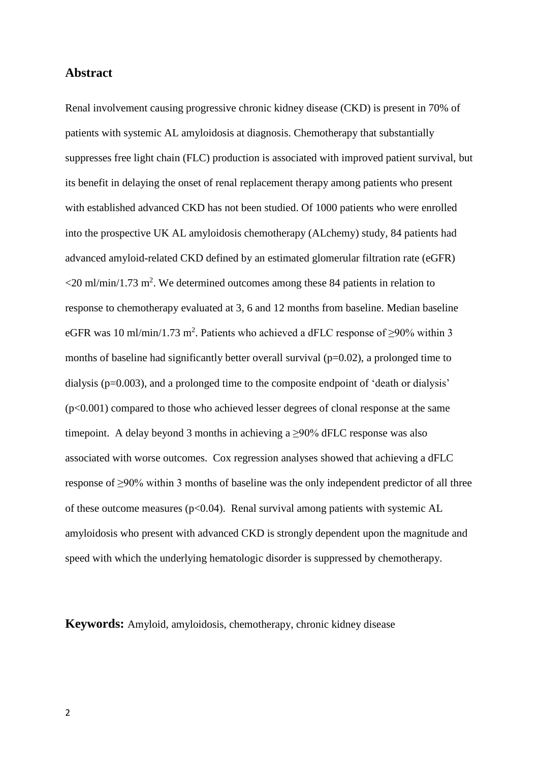## Abstract

Renal involvement causing progressive chronic kidney disease (CKD) is present in 70% of patients with systemic AL amyloidosis at diagnosis. Chemotherapy that substantially suppresses free light chain (FLC) production is associated with improved patient survival, but its benefit in delaying the onset of renal replacement therapy among patients who present with established advanced CKD has not been studied. Of 1000 patients who were enrolled into the prospective UK AL amyloidosis chemotherapy (ALchemy) study, 84 patients had advanced amyloid-related CKD defined by an estimated glomerular filtration rate (eGFR) <20 ml/min/1.73 m$^2$. We determined outcomes among these 84 patients in relation to response to chemotherapy evaluated at 3, 6 and 12 months from baseline. Median baseline eGFR was 10 ml/min/1.73 m$^2$. Patients who achieved a dFLC response of ≥90% within 3 months of baseline had significantly better overall survival ($p=0.02$), a prolonged time to dialysis ($p=0.003$), and a prolonged time to the composite endpoint of 'death or dialysis' ($p<0.001$) compared to those who achieved lesser degrees of clonal response at the same timepoint. A delay beyond 3 months in achieving a ≥90% dFLC response was also associated with worse outcomes. Cox regression analyses showed that achieving a dFLC response of ≥90% within 3 months of baseline was the only independent predictor of all three of these outcome measures ($p<0.04$). Renal survival among patients with systemic AL amyloidosis who present with advanced CKD is strongly dependent upon the magnitude and speed with which the underlying hematologic disorder is suppressed by chemotherapy.

**Keywords:** Amyloid, amyloidosis, chemotherapy, chronic kidney disease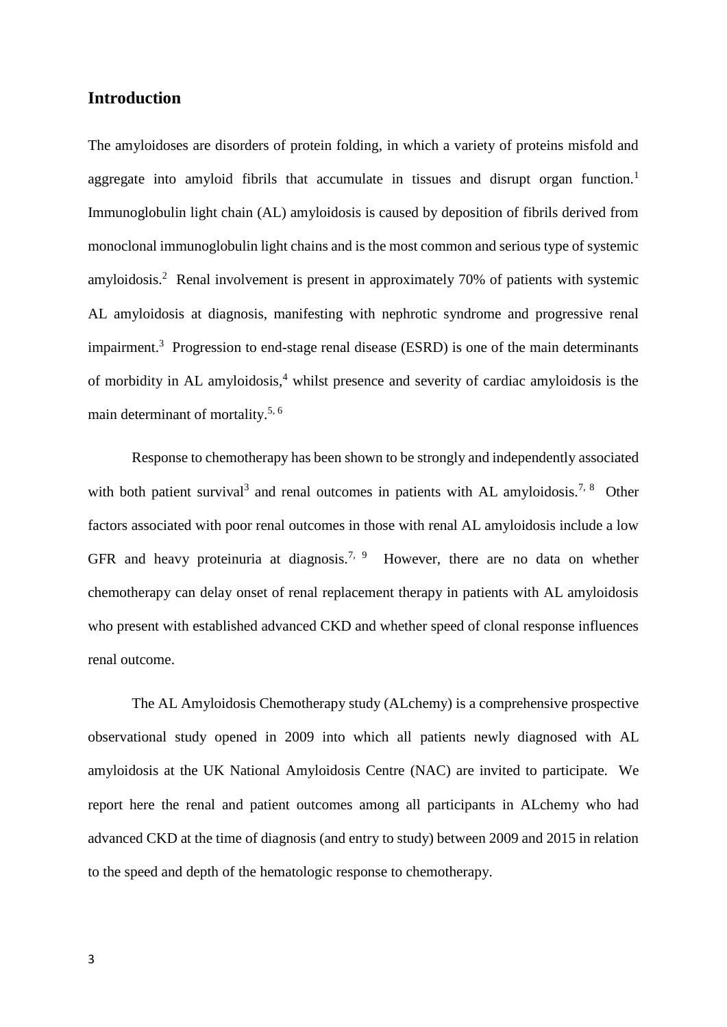## Introduction

The amyloidoses are disorders of protein folding, in which a variety of proteins misfold and aggregate into amyloid fibrils that accumulate in tissues and disrupt organ function.[1] Immunoglobulin light chain (AL) amyloidosis is caused by deposition of fibrils derived from monoclonal immunoglobulin light chains and is the most common and serious type of systemic amyloidosis.[2] Renal involvement is present in approximately 70% of patients with systemic AL amyloidosis at diagnosis, manifesting with nephrotic syndrome and progressive renal impairment.[3] Progression to end-stage renal disease (ESRD) is one of the main determinants of morbidity in AL amyloidosis,[4] whilst presence and severity of cardiac amyloidosis is the main determinant of mortality.[5, 6]

Response to chemotherapy has been shown to be strongly and independently associated with both patient survival[3] and renal outcomes in patients with AL amyloidosis.[7, 8] Other factors associated with poor renal outcomes in those with renal AL amyloidosis include a low GFR and heavy proteinuria at diagnosis.[7, 9] However, there are no data on whether chemotherapy can delay onset of renal replacement therapy in patients with AL amyloidosis who present with established advanced CKD and whether speed of clonal response influences renal outcome.

The AL Amyloidosis Chemotherapy study (ALchemy) is a comprehensive prospective observational study opened in 2009 into which all patients newly diagnosed with AL amyloidosis at the UK National Amyloidosis Centre (NAC) are invited to participate. We report here the renal and patient outcomes among all participants in ALchemy who had advanced CKD at the time of diagnosis (and entry to study) between 2009 and 2015 in relation to the speed and depth of the hematologic response to chemotherapy.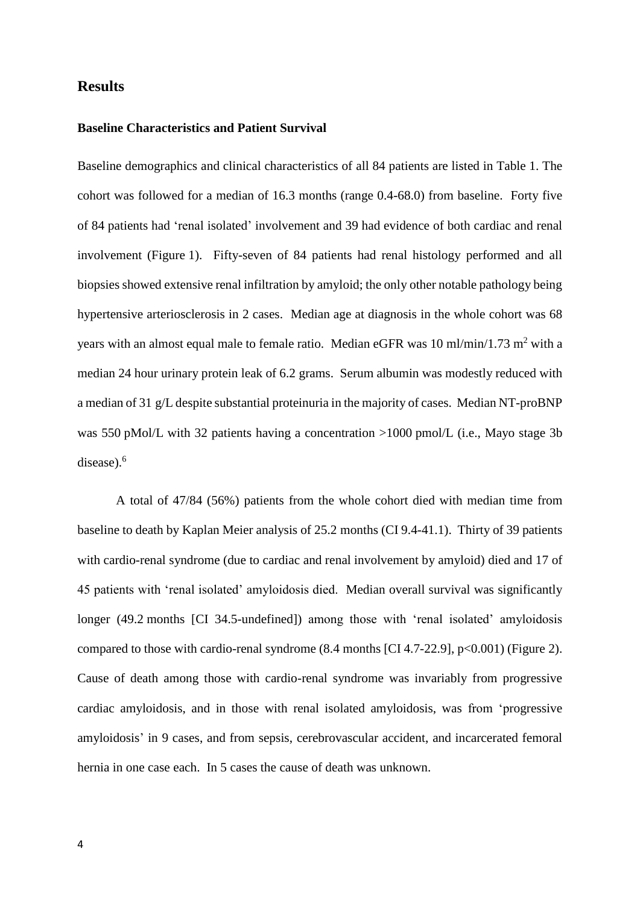## Results

### Baseline Characteristics and Patient Survival

Baseline demographics and clinical characteristics of all 84 patients are listed in Table 1. The cohort was followed for a median of 16.3 months (range 0.4-68.0) from baseline. Forty five of 84 patients had 'renal isolated' involvement and 39 had evidence of both cardiac and renal involvement (Figure 1). Fifty-seven of 84 patients had renal histology performed and all biopsies showed extensive renal infiltration by amyloid; the only other notable pathology being hypertensive arteriosclerosis in 2 cases. Median age at diagnosis in the whole cohort was 68 years with an almost equal male to female ratio. Median eGFR was 10 ml/min/1.73 $m^2$ with a median 24 hour urinary protein leak of 6.2 grams. Serum albumin was modestly reduced with a median of 31 g/L despite substantial proteinuria in the majority of cases. Median NT-proBNP was 550 pMol/L with 32 patients having a concentration >1000 pmol/L (i.e., Mayo stage 3b disease).[6]

A total of 47/84 (56%) patients from the whole cohort died with median time from baseline to death by Kaplan Meier analysis of 25.2 months (CI 9.4-41.1). Thirty of 39 patients with cardio-renal syndrome (due to cardiac and renal involvement by amyloid) died and 17 of 45 patients with 'renal isolated' amyloidosis died. Median overall survival was significantly longer (49.2 months [CI 34.5-undefined]) among those with 'renal isolated' amyloidosis compared to those with cardio-renal syndrome (8.4 months [CI 4.7-22.9], $p<0.001$) (Figure 2). Cause of death among those with cardio-renal syndrome was invariably from progressive cardiac amyloidosis, and in those with renal isolated amyloidosis, was from 'progressive amyloidosis' in 9 cases, and from sepsis, cerebrovascular accident, and incarcerated femoral hernia in one case each. In 5 cases the cause of death was unknown.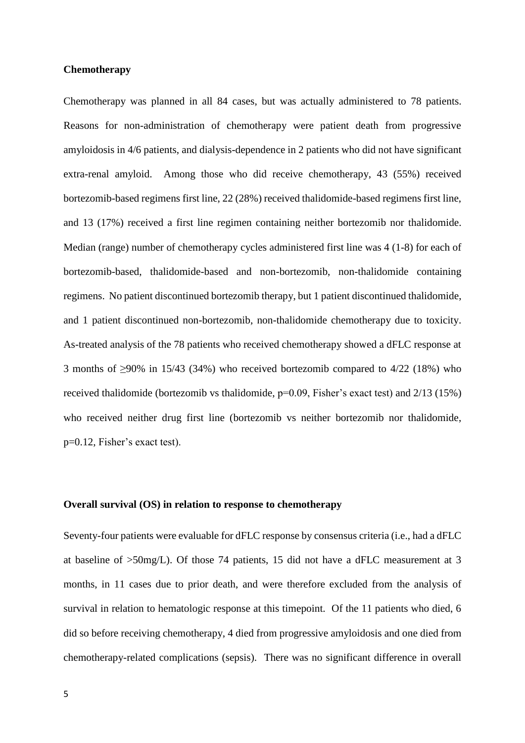### Chemotherapy

Chemotherapy was planned in all 84 cases, but was actually administered to 78 patients. Reasons for non-administration of chemotherapy were patient death from progressive amyloidosis in 4/6 patients, and dialysis-dependence in 2 patients who did not have significant extra-renal amyloid. Among those who did receive chemotherapy, 43 (55%) received bortezomib-based regimens first line, 22 (28%) received thalidomide-based regimens first line, and 13 (17%) received a first line regimen containing neither bortezomib nor thalidomide. Median (range) number of chemotherapy cycles administered first line was 4 (1-8) for each of bortezomib-based, thalidomide-based and non-bortezomib, non-thalidomide containing regimens. No patient discontinued bortezomib therapy, but 1 patient discontinued thalidomide, and 1 patient discontinued non-bortezomib, non-thalidomide chemotherapy due to toxicity. As-treated analysis of the 78 patients who received chemotherapy showed a dFLC response at 3 months of ≥90% in 15/43 (34%) who received bortezomib compared to 4/22 (18%) who received thalidomide (bortezomib vs thalidomide, $p=0.09$, Fisher's exact test) and 2/13 (15%) who received neither drug first line (bortezomib vs neither bortezomib nor thalidomide, $p=0.12$, Fisher's exact test).

### Overall survival (OS) in relation to response to chemotherapy

Seventy-four patients were evaluable for dFLC response by consensus criteria (i.e., had a dFLC at baseline of >50mg/L). Of those 74 patients, 15 did not have a dFLC measurement at 3 months, in 11 cases due to prior death, and were therefore excluded from the analysis of survival in relation to hematologic response at this timepoint. Of the 11 patients who died, 6 did so before receiving chemotherapy, 4 died from progressive amyloidosis and one died from chemotherapy-related complications (sepsis). There was no significant difference in overall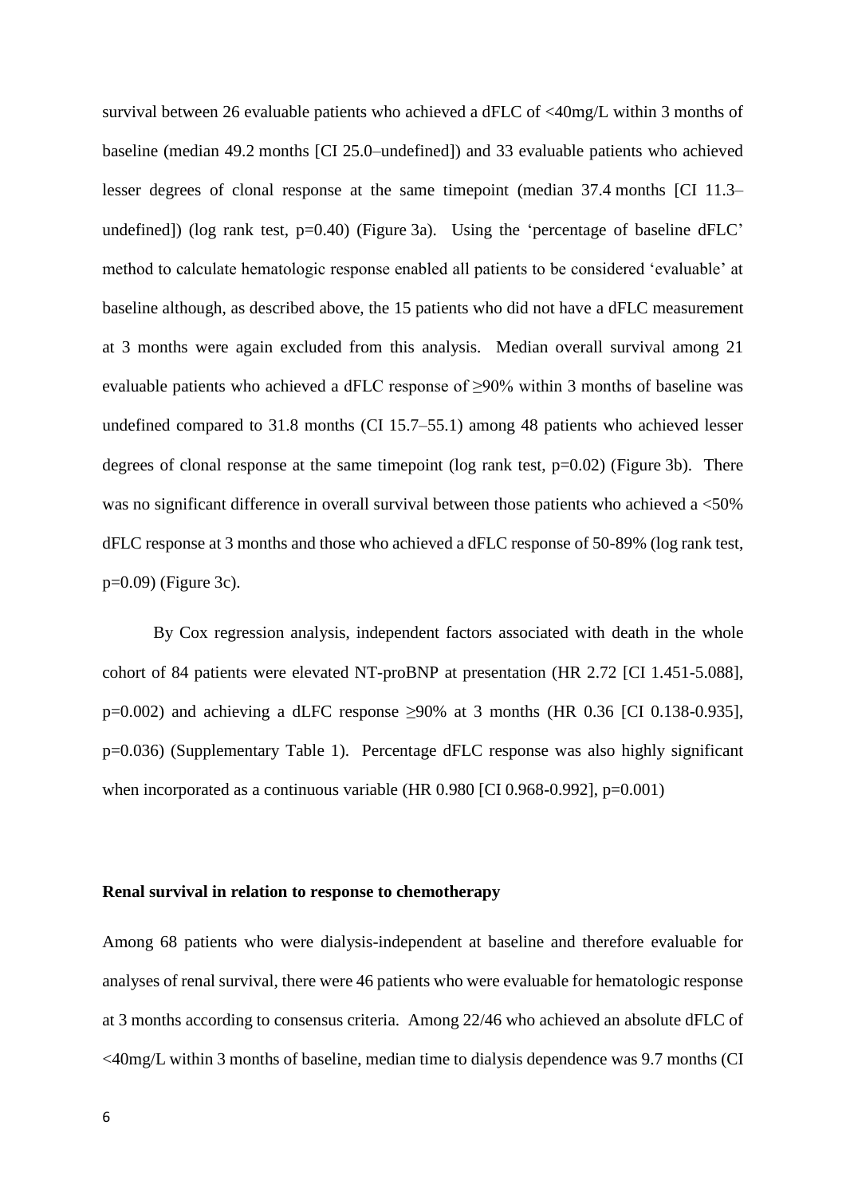survival between 26 evaluable patients who achieved a dFLC of <40mg/L within 3 months of baseline (median 49.2 months [CI 25.0–undefined]) and 33 evaluable patients who achieved lesser degrees of clonal response at the same timepoint (median 37.4 months [CI 11.3–undefined]) (log rank test, p=0.40) (Figure 3a). Using the 'percentage of baseline dFLC' method to calculate hematologic response enabled all patients to be considered 'evaluable' at baseline although, as described above, the 15 patients who did not have a dFLC measurement at 3 months were again excluded from this analysis. Median overall survival among 21 evaluable patients who achieved a dFLC response of ≥90% within 3 months of baseline was undefined compared to 31.8 months (CI 15.7–55.1) among 48 patients who achieved lesser degrees of clonal response at the same timepoint (log rank test, p=0.02) (Figure 3b). There was no significant difference in overall survival between those patients who achieved a <50% dFLC response at 3 months and those who achieved a dFLC response of 50-89% (log rank test, p=0.09) (Figure 3c).

By Cox regression analysis, independent factors associated with death in the whole cohort of 84 patients were elevated NT-proBNP at presentation (HR 2.72 [CI 1.451-5.088], p=0.002) and achieving a dLFC response ≥90% at 3 months (HR 0.36 [CI 0.138-0.935], p=0.036) (Supplementary Table 1). Percentage dFLC response was also highly significant when incorporated as a continuous variable (HR 0.980 [CI 0.968-0.992], p=0.001)

**Renal survival in relation to response to chemotherapy**

Among 68 patients who were dialysis-independent at baseline and therefore evaluable for analyses of renal survival, there were 46 patients who were evaluable for hematologic response at 3 months according to consensus criteria. Among 22/46 who achieved an absolute dFLC of <40mg/L within 3 months of baseline, median time to dialysis dependence was 9.7 months (CI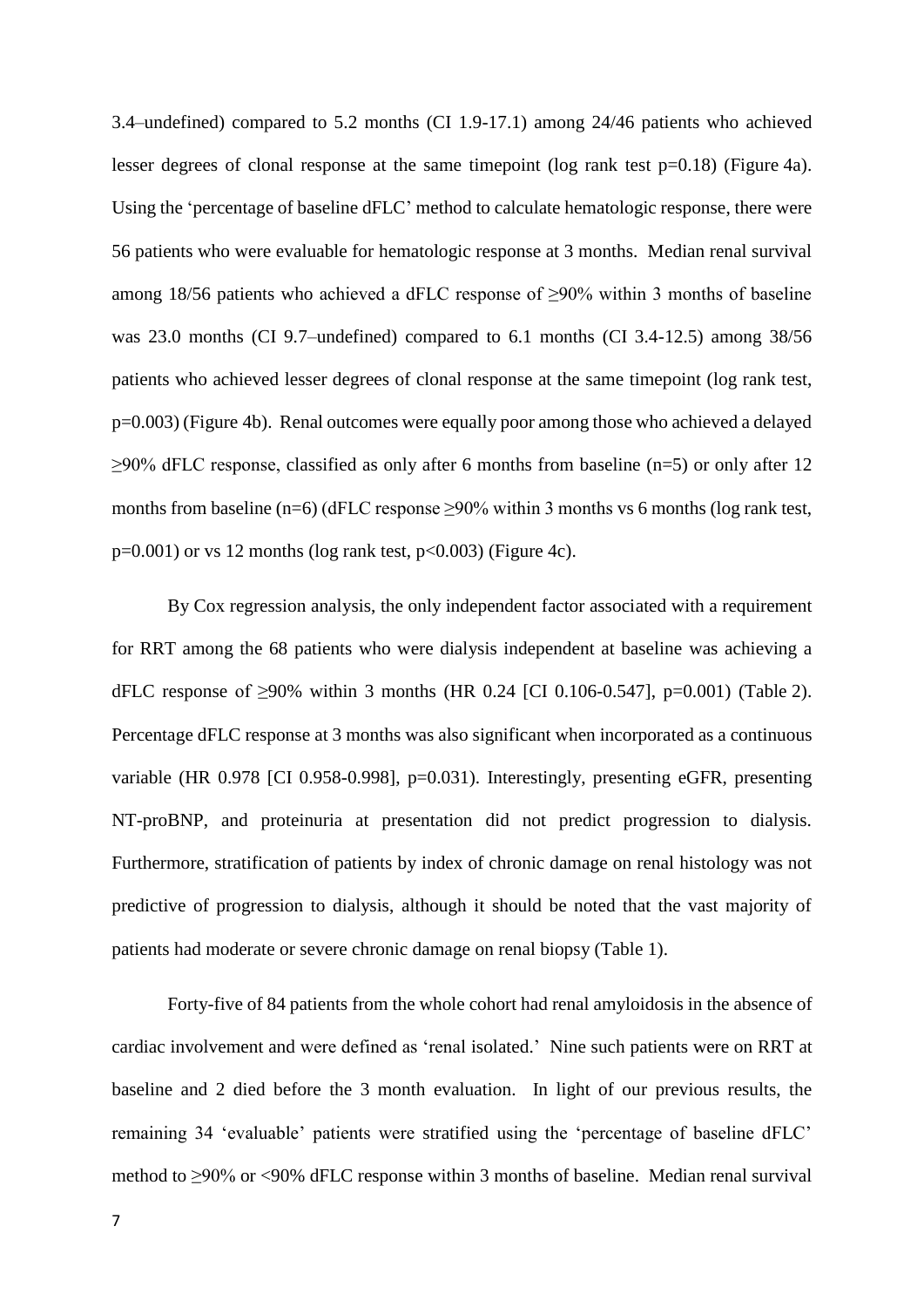3.4–undefined) compared to 5.2 months (CI 1.9-17.1) among 24/46 patients who achieved lesser degrees of clonal response at the same timepoint (log rank test $p=0.18$) (Figure 4a). Using the 'percentage of baseline dFLC' method to calculate hematologic response, there were 56 patients who were evaluable for hematologic response at 3 months. Median renal survival among 18/56 patients who achieved a dFLC response of ≥90% within 3 months of baseline was 23.0 months (CI 9.7–undefined) compared to 6.1 months (CI 3.4-12.5) among 38/56 patients who achieved lesser degrees of clonal response at the same timepoint (log rank test, $p=0.003$) (Figure 4b). Renal outcomes were equally poor among those who achieved a delayed ≥90% dFLC response, classified as only after 6 months from baseline (n=5) or only after 12 months from baseline (n=6) (dFLC response ≥90% within 3 months vs 6 months (log rank test, $p=0.001$) or vs 12 months (log rank test, $p<0.003$) (Figure 4c).

By Cox regression analysis, the only independent factor associated with a requirement for RRT among the 68 patients who were dialysis independent at baseline was achieving a dFLC response of ≥90% within 3 months (HR 0.24 [CI 0.106-0.547], $p=0.001$) (Table 2). Percentage dFLC response at 3 months was also significant when incorporated as a continuous variable (HR 0.978 [CI 0.958-0.998], $p=0.031$). Interestingly, presenting eGFR, presenting NT-proBNP, and proteinuria at presentation did not predict progression to dialysis. Furthermore, stratification of patients by index of chronic damage on renal histology was not predictive of progression to dialysis, although it should be noted that the vast majority of patients had moderate or severe chronic damage on renal biopsy (Table 1).

Forty-five of 84 patients from the whole cohort had renal amyloidosis in the absence of cardiac involvement and were defined as 'renal isolated.' Nine such patients were on RRT at baseline and 2 died before the 3 month evaluation. In light of our previous results, the remaining 34 'evaluable' patients were stratified using the 'percentage of baseline dFLC' method to ≥90% or <90% dFLC response within 3 months of baseline. Median renal survival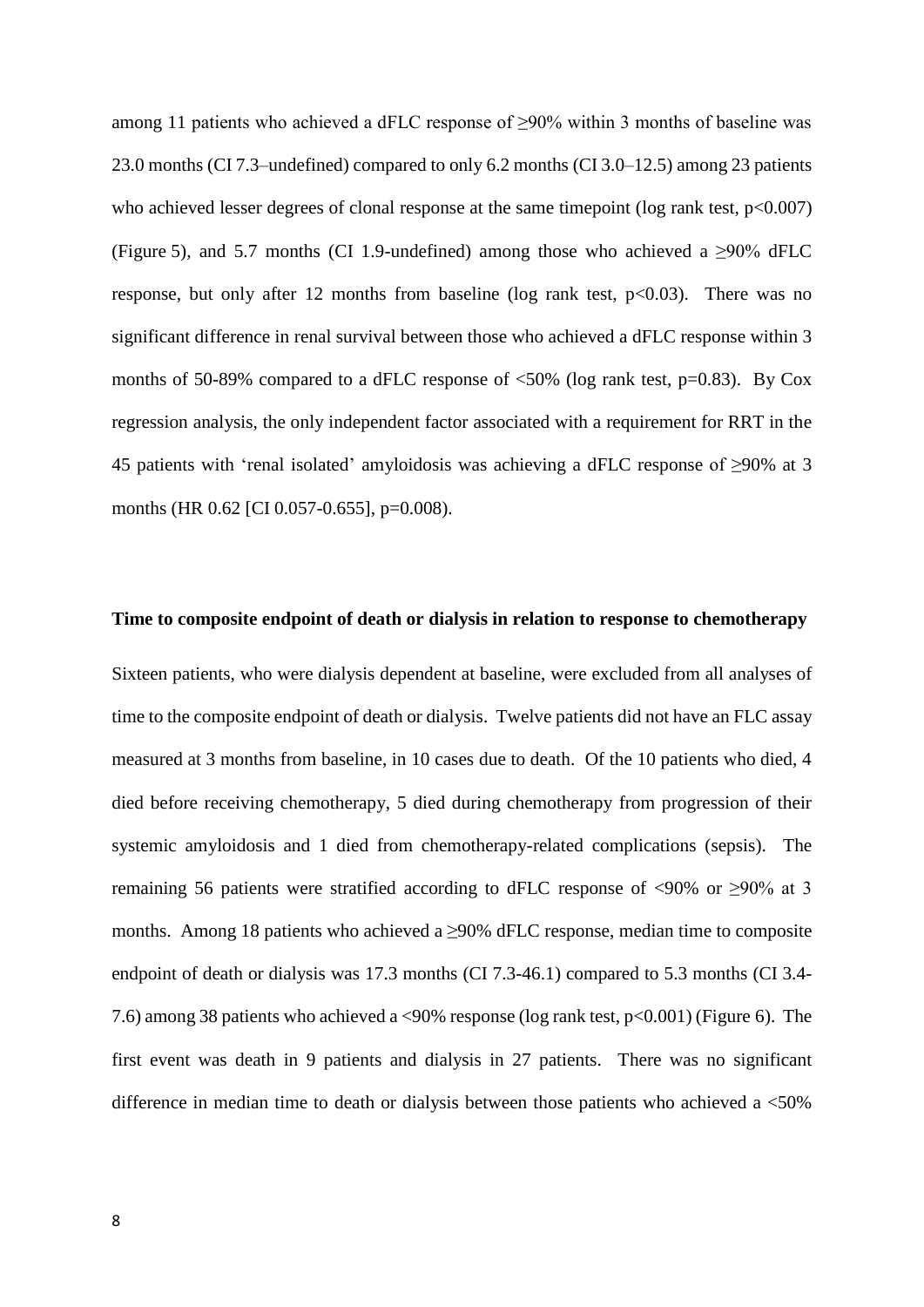among 11 patients who achieved a dFLC response of ≥90% within 3 months of baseline was 23.0 months (CI 7.3–undefined) compared to only 6.2 months (CI 3.0–12.5) among 23 patients who achieved lesser degrees of clonal response at the same timepoint (log rank test, $p<0.007$) (Figure 5), and 5.7 months (CI 1.9-undefined) among those who achieved a ≥90% dFLC response, but only after 12 months from baseline (log rank test, $p<0.03$). There was no significant difference in renal survival between those who achieved a dFLC response within 3 months of 50-89% compared to a dFLC response of <50% (log rank test, $p=0.83$). By Cox regression analysis, the only independent factor associated with a requirement for RRT in the 45 patients with 'renal isolated' amyloidosis was achieving a dFLC response of ≥90% at 3 months (HR 0.62 [CI 0.057-0.655], $p=0.008$).

### Time to composite endpoint of death or dialysis in relation to response to chemotherapy

Sixteen patients, who were dialysis dependent at baseline, were excluded from all analyses of time to the composite endpoint of death or dialysis. Twelve patients did not have an FLC assay measured at 3 months from baseline, in 10 cases due to death. Of the 10 patients who died, 4 died before receiving chemotherapy, 5 died during chemotherapy from progression of their systemic amyloidosis and 1 died from chemotherapy-related complications (sepsis). The remaining 56 patients were stratified according to dFLC response of <90% or ≥90% at 3 months. Among 18 patients who achieved a ≥90% dFLC response, median time to composite endpoint of death or dialysis was 17.3 months (CI 7.3-46.1) compared to 5.3 months (CI 3.4-7.6) among 38 patients who achieved a <90% response (log rank test, $p<0.001$) (Figure 6). The first event was death in 9 patients and dialysis in 27 patients. There was no significant difference in median time to death or dialysis between those patients who achieved a <50%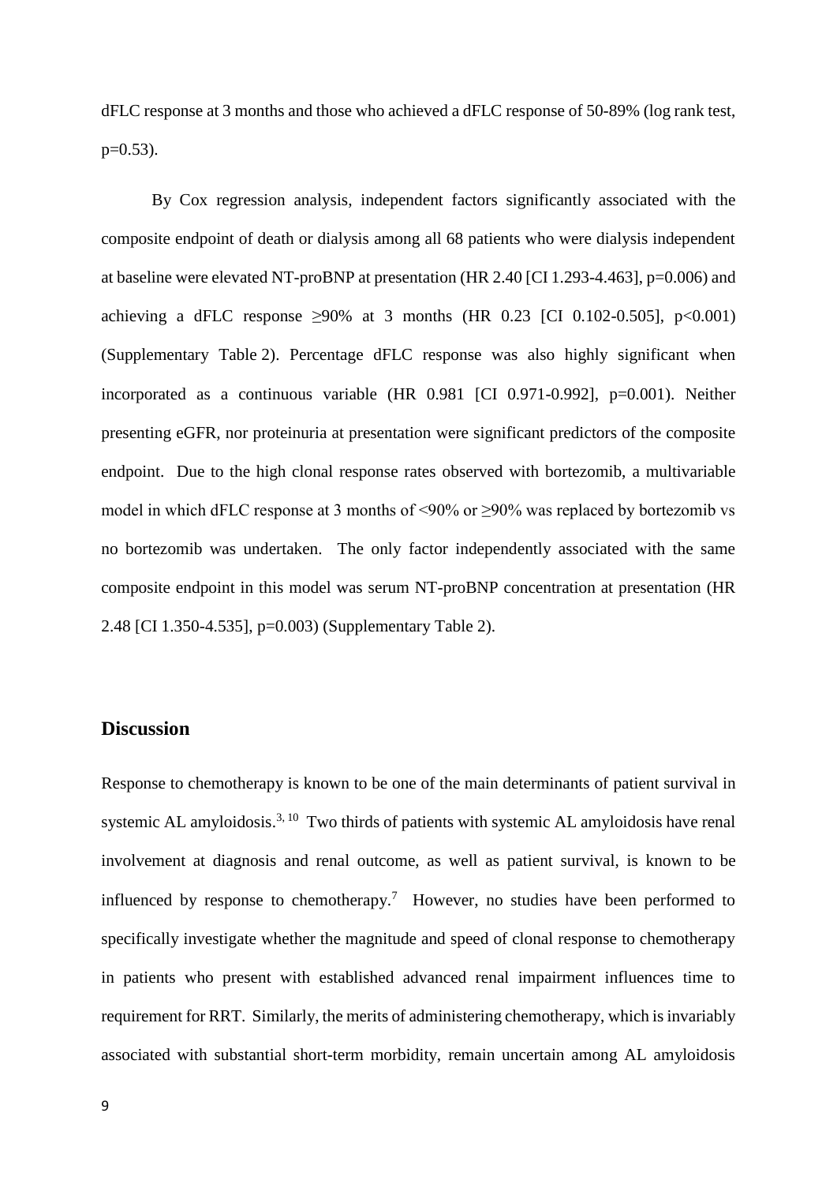dFLC response at 3 months and those who achieved a dFLC response of 50-89% (log rank test, $p=0.53$).

By Cox regression analysis, independent factors significantly associated with the composite endpoint of death or dialysis among all 68 patients who were dialysis independent at baseline were elevated NT-proBNP at presentation (HR 2.40 [CI 1.293-4.463], $p=0.006$) and achieving a dFLC response $\geq 90\%$ at 3 months (HR 0.23 [CI 0.102-0.505], $p<0.001$) (Supplementary Table 2). Percentage dFLC response was also highly significant when incorporated as a continuous variable (HR 0.981 [CI 0.971-0.992], $p=0.001$). Neither presenting eGFR, nor proteinuria at presentation were significant predictors of the composite endpoint. Due to the high clonal response rates observed with bortezomib, a multivariable model in which dFLC response at 3 months of <90% or $\geq 90\%$ was replaced by bortezomib vs no bortezomib was undertaken. The only factor independently associated with the same composite endpoint in this model was serum NT-proBNP concentration at presentation (HR 2.48 [CI 1.350-4.535], $p=0.003$) (Supplementary Table 2).

## Discussion

Response to chemotherapy is known to be one of the main determinants of patient survival in systemic AL amyloidosis.[3, 10] Two thirds of patients with systemic AL amyloidosis have renal involvement at diagnosis and renal outcome, as well as patient survival, is known to be influenced by response to chemotherapy.[7] However, no studies have been performed to specifically investigate whether the magnitude and speed of clonal response to chemotherapy in patients who present with established advanced renal impairment influences time to requirement for RRT. Similarly, the merits of administering chemotherapy, which is invariably associated with substantial short-term morbidity, remain uncertain among AL amyloidosis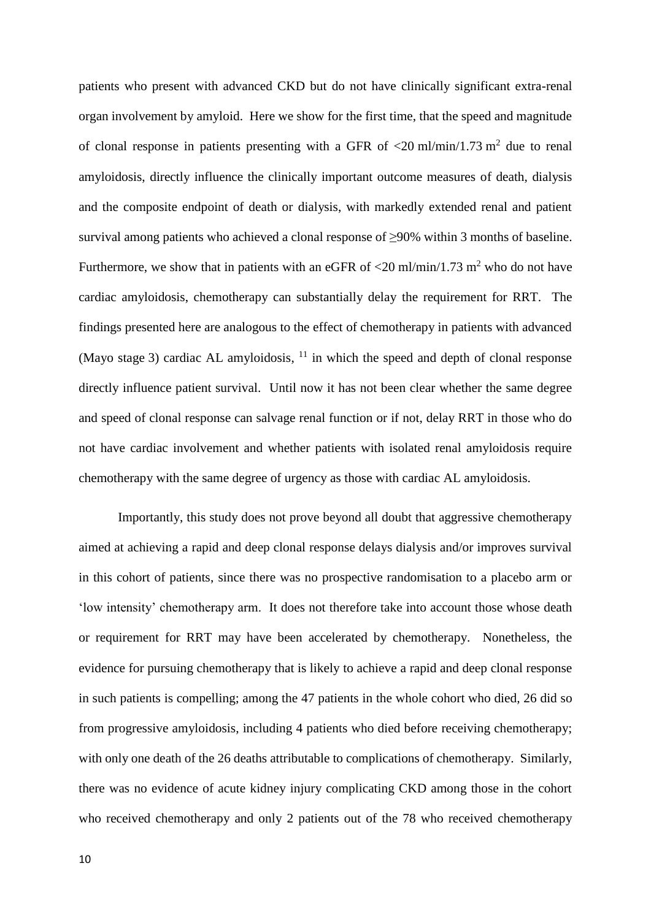patients who present with advanced CKD but do not have clinically significant extra-renal organ involvement by amyloid. Here we show for the first time, that the speed and magnitude of clonal response in patients presenting with a GFR of <20 ml/min/1.73 $m^2$ due to renal amyloidosis, directly influence the clinically important outcome measures of death, dialysis and the composite endpoint of death or dialysis, with markedly extended renal and patient survival among patients who achieved a clonal response of ≥90% within 3 months of baseline. Furthermore, we show that in patients with an eGFR of <20 ml/min/1.73 $m^2$ who do not have cardiac amyloidosis, chemotherapy can substantially delay the requirement for RRT. The findings presented here are analogous to the effect of chemotherapy in patients with advanced (Mayo stage 3) cardiac AL amyloidosis, [11] in which the speed and depth of clonal response directly influence patient survival. Until now it has not been clear whether the same degree and speed of clonal response can salvage renal function or if not, delay RRT in those who do not have cardiac involvement and whether patients with isolated renal amyloidosis require chemotherapy with the same degree of urgency as those with cardiac AL amyloidosis.

Importantly, this study does not prove beyond all doubt that aggressive chemotherapy aimed at achieving a rapid and deep clonal response delays dialysis and/or improves survival in this cohort of patients, since there was no prospective randomisation to a placebo arm or 'low intensity' chemotherapy arm. It does not therefore take into account those whose death or requirement for RRT may have been accelerated by chemotherapy. Nonetheless, the evidence for pursuing chemotherapy that is likely to achieve a rapid and deep clonal response in such patients is compelling; among the 47 patients in the whole cohort who died, 26 did so from progressive amyloidosis, including 4 patients who died before receiving chemotherapy; with only one death of the 26 deaths attributable to complications of chemotherapy. Similarly, there was no evidence of acute kidney injury complicating CKD among those in the cohort who received chemotherapy and only 2 patients out of the 78 who received chemotherapy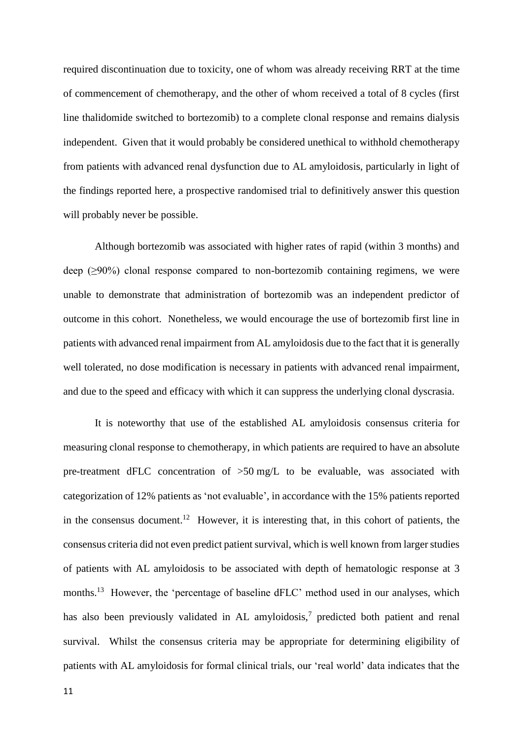required discontinuation due to toxicity, one of whom was already receiving RRT at the time of commencement of chemotherapy, and the other of whom received a total of 8 cycles (first line thalidomide switched to bortezomib) to a complete clonal response and remains dialysis independent. Given that it would probably be considered unethical to withhold chemotherapy from patients with advanced renal dysfunction due to AL amyloidosis, particularly in light of the findings reported here, a prospective randomised trial to definitively answer this question will probably never be possible.

Although bortezomib was associated with higher rates of rapid (within 3 months) and deep (≥90%) clonal response compared to non-bortezomib containing regimens, we were unable to demonstrate that administration of bortezomib was an independent predictor of outcome in this cohort. Nonetheless, we would encourage the use of bortezomib first line in patients with advanced renal impairment from AL amyloidosis due to the fact that it is generally well tolerated, no dose modification is necessary in patients with advanced renal impairment, and due to the speed and efficacy with which it can suppress the underlying clonal dyscrasia.

It is noteworthy that use of the established AL amyloidosis consensus criteria for measuring clonal response to chemotherapy, in which patients are required to have an absolute pre-treatment dFLC concentration of >50 mg/L to be evaluable, was associated with categorization of 12% patients as 'not evaluable', in accordance with the 15% patients reported in the consensus document.[12] However, it is interesting that, in this cohort of patients, the consensus criteria did not even predict patient survival, which is well known from larger studies of patients with AL amyloidosis to be associated with depth of hematologic response at 3 months.[13] However, the 'percentage of baseline dFLC' method used in our analyses, which has also been previously validated in AL amyloidosis,[7] predicted both patient and renal survival. Whilst the consensus criteria may be appropriate for determining eligibility of patients with AL amyloidosis for formal clinical trials, our 'real world' data indicates that the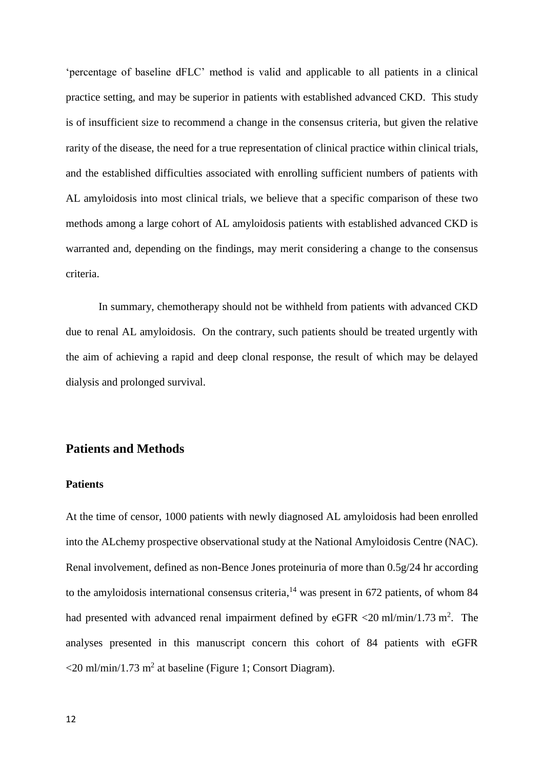'percentage of baseline dFLC' method is valid and applicable to all patients in a clinical practice setting, and may be superior in patients with established advanced CKD. This study is of insufficient size to recommend a change in the consensus criteria, but given the relative rarity of the disease, the need for a true representation of clinical practice within clinical trials, and the established difficulties associated with enrolling sufficient numbers of patients with AL amyloidosis into most clinical trials, we believe that a specific comparison of these two methods among a large cohort of AL amyloidosis patients with established advanced CKD is warranted and, depending on the findings, may merit considering a change to the consensus criteria.

In summary, chemotherapy should not be withheld from patients with advanced CKD due to renal AL amyloidosis. On the contrary, such patients should be treated urgently with the aim of achieving a rapid and deep clonal response, the result of which may be delayed dialysis and prolonged survival.

## Patients and Methods

### Patients

At the time of censor, 1000 patients with newly diagnosed AL amyloidosis had been enrolled into the ALchemy prospective observational study at the National Amyloidosis Centre (NAC). Renal involvement, defined as non-Bence Jones proteinuria of more than 0.5g/24 hr according to the amyloidosis international consensus criteria,[14] was present in 672 patients, of whom 84 had presented with advanced renal impairment defined by eGFR <20 ml/min/1.73 $m^2$. The analyses presented in this manuscript concern this cohort of 84 patients with eGFR <20 ml/min/1.73 $m^2$ at baseline (Figure 1; Consort Diagram).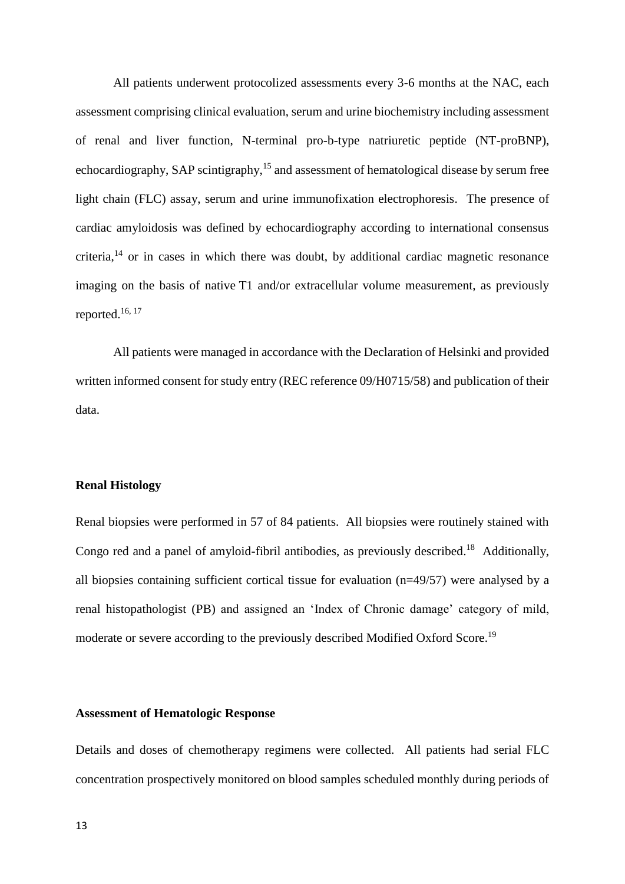All patients underwent protocolized assessments every 3-6 months at the NAC, each assessment comprising clinical evaluation, serum and urine biochemistry including assessment of renal and liver function, N-terminal pro-b-type natriuretic peptide (NT-proBNP), echocardiography, SAP scintigraphy,[15] and assessment of hematological disease by serum free light chain (FLC) assay, serum and urine immunofixation electrophoresis. The presence of cardiac amyloidosis was defined by echocardiography according to international consensus criteria,[14] or in cases in which there was doubt, by additional cardiac magnetic resonance imaging on the basis of native T1 and/or extracellular volume measurement, as previously reported.[16, 17]

All patients were managed in accordance with the Declaration of Helsinki and provided written informed consent for study entry (REC reference 09/H0715/58) and publication of their data.

**Renal Histology**

Renal biopsies were performed in 57 of 84 patients. All biopsies were routinely stained with Congo red and a panel of amyloid-fibril antibodies, as previously described.[18] Additionally, all biopsies containing sufficient cortical tissue for evaluation (n=49/57) were analysed by a renal histopathologist (PB) and assigned an 'Index of Chronic damage' category of mild, moderate or severe according to the previously described Modified Oxford Score.[19]

**Assessment of Hematologic Response**

Details and doses of chemotherapy regimens were collected. All patients had serial FLC concentration prospectively monitored on blood samples scheduled monthly during periods of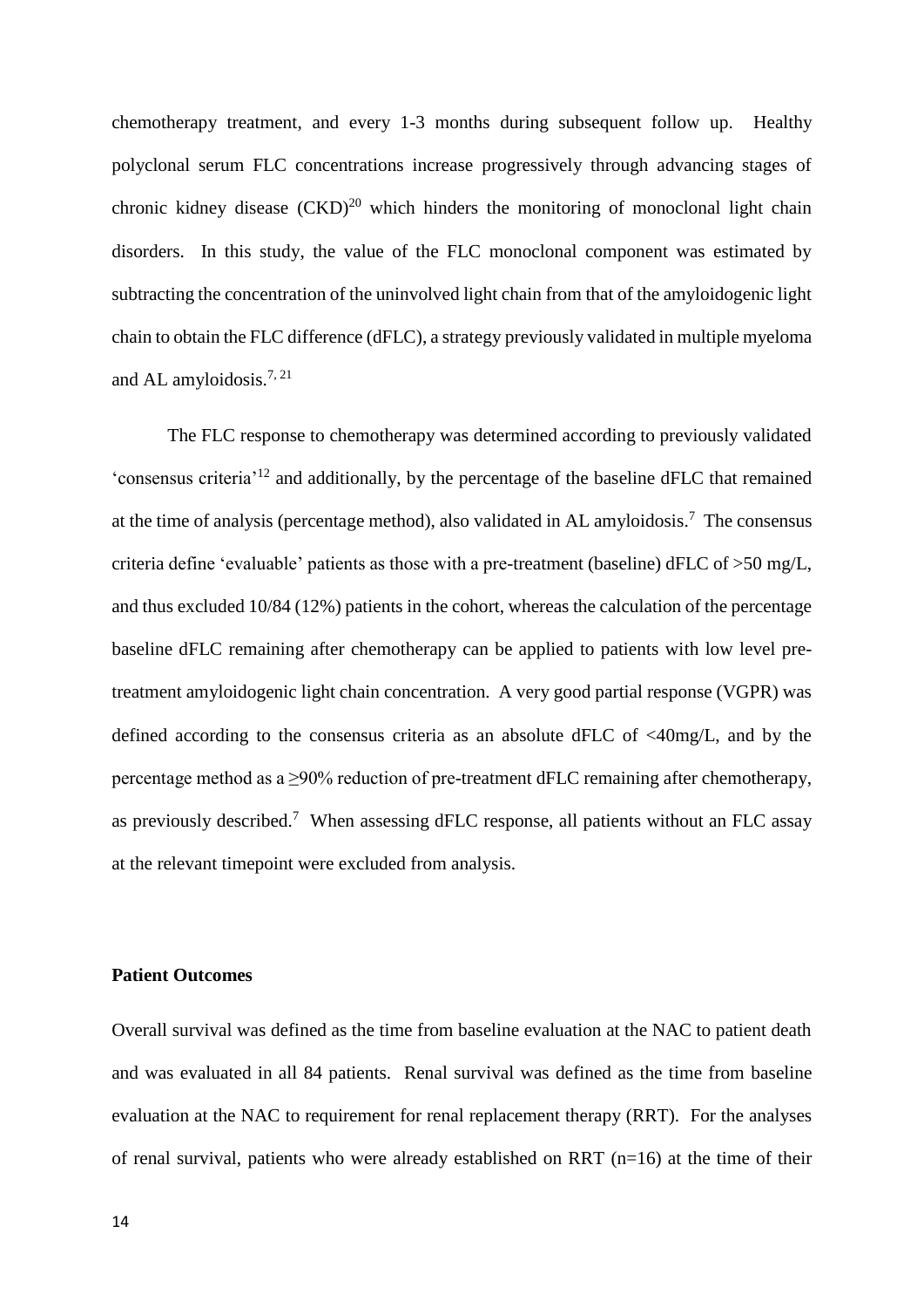chemotherapy treatment, and every 1-3 months during subsequent follow up. Healthy polyclonal serum FLC concentrations increase progressively through advancing stages of chronic kidney disease (CKD)[20] which hinders the monitoring of monoclonal light chain disorders. In this study, the value of the FLC monoclonal component was estimated by subtracting the concentration of the uninvolved light chain from that of the amyloidogenic light chain to obtain the FLC difference (dFLC), a strategy previously validated in multiple myeloma and AL amyloidosis.[7, 21]

The FLC response to chemotherapy was determined according to previously validated 'consensus criteria'[12] and additionally, by the percentage of the baseline dFLC that remained at the time of analysis (percentage method), also validated in AL amyloidosis.[7] The consensus criteria define 'evaluable' patients as those with a pre-treatment (baseline) dFLC of >50 mg/L, and thus excluded 10/84 (12%) patients in the cohort, whereas the calculation of the percentage baseline dFLC remaining after chemotherapy can be applied to patients with low level pre-treatment amyloidogenic light chain concentration. A very good partial response (VGPR) was defined according to the consensus criteria as an absolute dFLC of <40mg/L, and by the percentage method as a ≥90% reduction of pre-treatment dFLC remaining after chemotherapy, as previously described.[7] When assessing dFLC response, all patients without an FLC assay at the relevant timepoint were excluded from analysis.

**Patient Outcomes**

Overall survival was defined as the time from baseline evaluation at the NAC to patient death and was evaluated in all 84 patients. Renal survival was defined as the time from baseline evaluation at the NAC to requirement for renal replacement therapy (RRT). For the analyses of renal survival, patients who were already established on RRT (n=16) at the time of their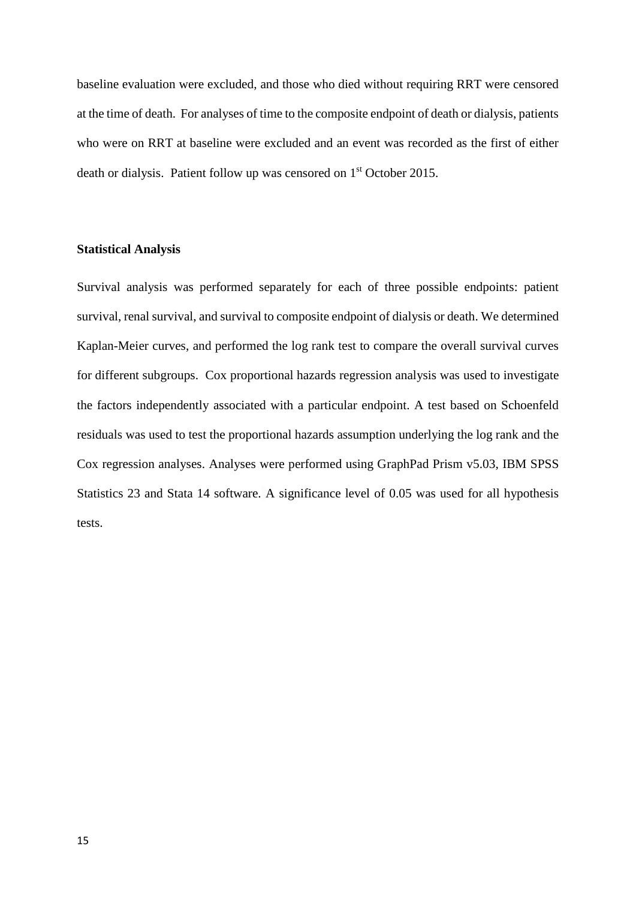baseline evaluation were excluded, and those who died without requiring RRT were censored at the time of death. For analyses of time to the composite endpoint of death or dialysis, patients who were on RRT at baseline were excluded and an event was recorded as the first of either death or dialysis. Patient follow up was censored on 1st October 2015.

**Statistical Analysis**

Survival analysis was performed separately for each of three possible endpoints: patient survival, renal survival, and survival to composite endpoint of dialysis or death. We determined Kaplan-Meier curves, and performed the log rank test to compare the overall survival curves for different subgroups. Cox proportional hazards regression analysis was used to investigate the factors independently associated with a particular endpoint. A test based on Schoenfeld residuals was used to test the proportional hazards assumption underlying the log rank and the Cox regression analyses. Analyses were performed using GraphPad Prism v5.03, IBM SPSS Statistics 23 and Stata 14 software. A significance level of 0.05 was used for all hypothesis tests.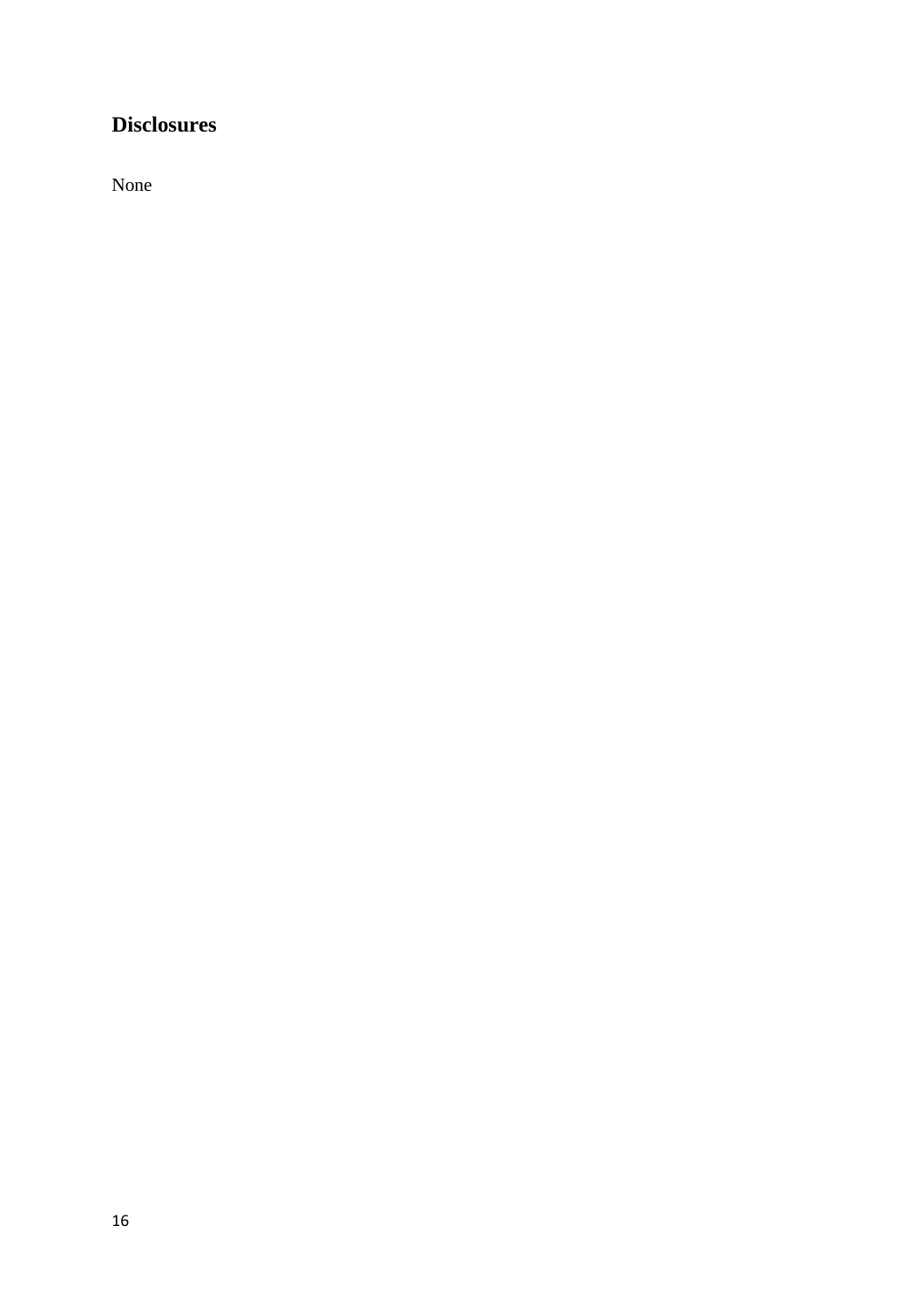## Disclosures

None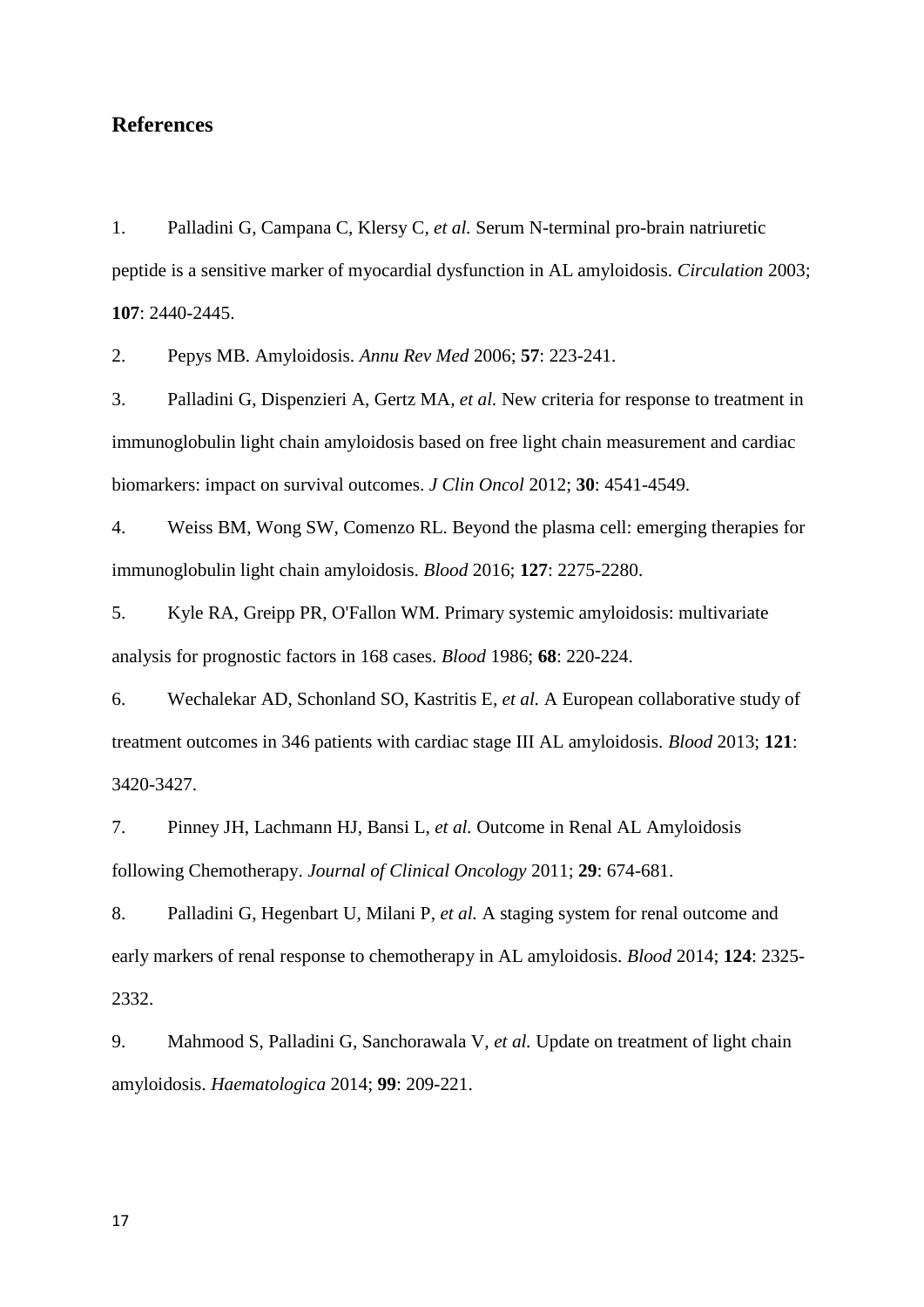## References

1. Palladini G, Campana C, Klersy C, *et al.* Serum N-terminal pro-brain natriuretic peptide is a sensitive marker of myocardial dysfunction in AL amyloidosis. *Circulation* 2003; **107**: 2440-2445.

2. Pepys MB. Amyloidosis. *Annu Rev Med* 2006; **57**: 223-241.

3. Palladini G, Dispenzieri A, Gertz MA, *et al.* New criteria for response to treatment in immunoglobulin light chain amyloidosis based on free light chain measurement and cardiac biomarkers: impact on survival outcomes. *J Clin Oncol* 2012; **30**: 4541-4549.

4. Weiss BM, Wong SW, Comenzo RL. Beyond the plasma cell: emerging therapies for immunoglobulin light chain amyloidosis. *Blood* 2016; **127**: 2275-2280.

5. Kyle RA, Greipp PR, O'Fallon WM. Primary systemic amyloidosis: multivariate analysis for prognostic factors in 168 cases. *Blood* 1986; **68**: 220-224.

6. Wechalekar AD, Schonland SO, Kastritis E, *et al.* A European collaborative study of treatment outcomes in 346 patients with cardiac stage III AL amyloidosis. *Blood* 2013; **121**: 3420-3427.

7. Pinney JH, Lachmann HJ, Bansi L, *et al.* Outcome in Renal AL Amyloidosis following Chemotherapy. *Journal of Clinical Oncology* 2011; **29**: 674-681.

8. Palladini G, Hegenbart U, Milani P, *et al.* A staging system for renal outcome and early markers of renal response to chemotherapy in AL amyloidosis. *Blood* 2014; **124**: 2325-2332.

9. Mahmood S, Palladini G, Sanchorawala V, *et al.* Update on treatment of light chain amyloidosis. *Haematologica* 2014; **99**: 209-221.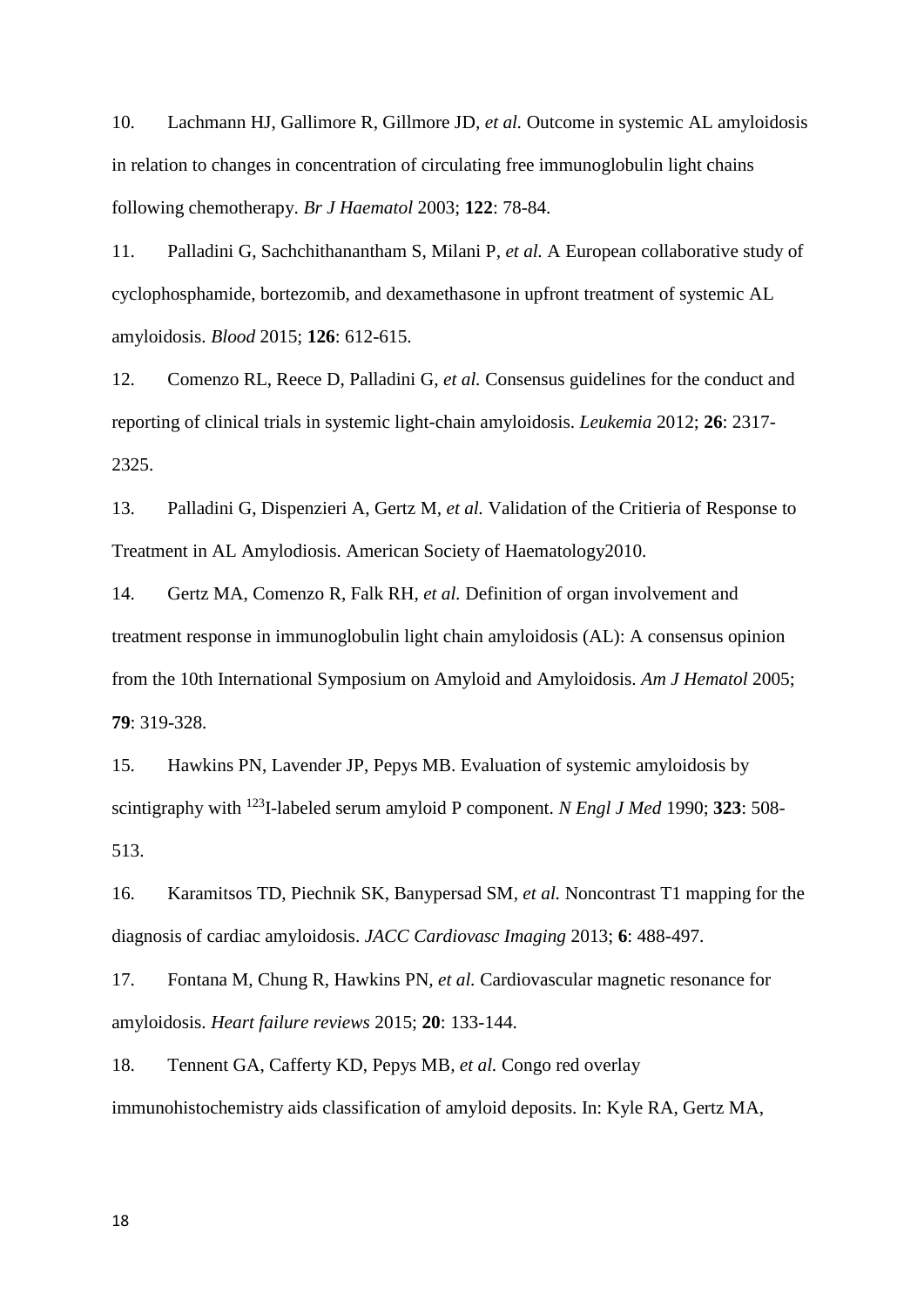10. Lachmann HJ, Gallimore R, Gillmore JD, *et al.* Outcome in systemic AL amyloidosis in relation to changes in concentration of circulating free immunoglobulin light chains following chemotherapy. *Br J Haematol* 2003; **122**: 78-84.

11. Palladini G, Sachchithanantham S, Milani P, *et al.* A European collaborative study of cyclophosphamide, bortezomib, and dexamethasone in upfront treatment of systemic AL amyloidosis. *Blood* 2015; **126**: 612-615.

12. Comenzo RL, Reece D, Palladini G, *et al.* Consensus guidelines for the conduct and reporting of clinical trials in systemic light-chain amyloidosis. *Leukemia* 2012; **26**: 2317-2325.

13. Palladini G, Dispenzieri A, Gertz M, *et al.* Validation of the Critieria of Response to Treatment in AL Amylodiosis. American Society of Haematology2010.

14. Gertz MA, Comenzo R, Falk RH, *et al.* Definition of organ involvement and treatment response in immunoglobulin light chain amyloidosis (AL): A consensus opinion from the 10th International Symposium on Amyloid and Amyloidosis. *Am J Hematol* 2005; **79**: 319-328.

15. Hawkins PN, Lavender JP, Pepys MB. Evaluation of systemic amyloidosis by scintigraphy with $^{123}$I-labeled serum amyloid P component. *N Engl J Med* 1990; **323**: 508-513.

16. Karamitsos TD, Piechnik SK, Banypersad SM, *et al.* Noncontrast T1 mapping for the diagnosis of cardiac amyloidosis. *JACC Cardiovasc Imaging* 2013; **6**: 488-497.

17. Fontana M, Chung R, Hawkins PN, *et al.* Cardiovascular magnetic resonance for amyloidosis. *Heart failure reviews* 2015; **20**: 133-144.

18. Tennent GA, Cafferty KD, Pepys MB, *et al.* Congo red overlay immunohistochemistry aids classification of amyloid deposits. In: Kyle RA, Gertz MA,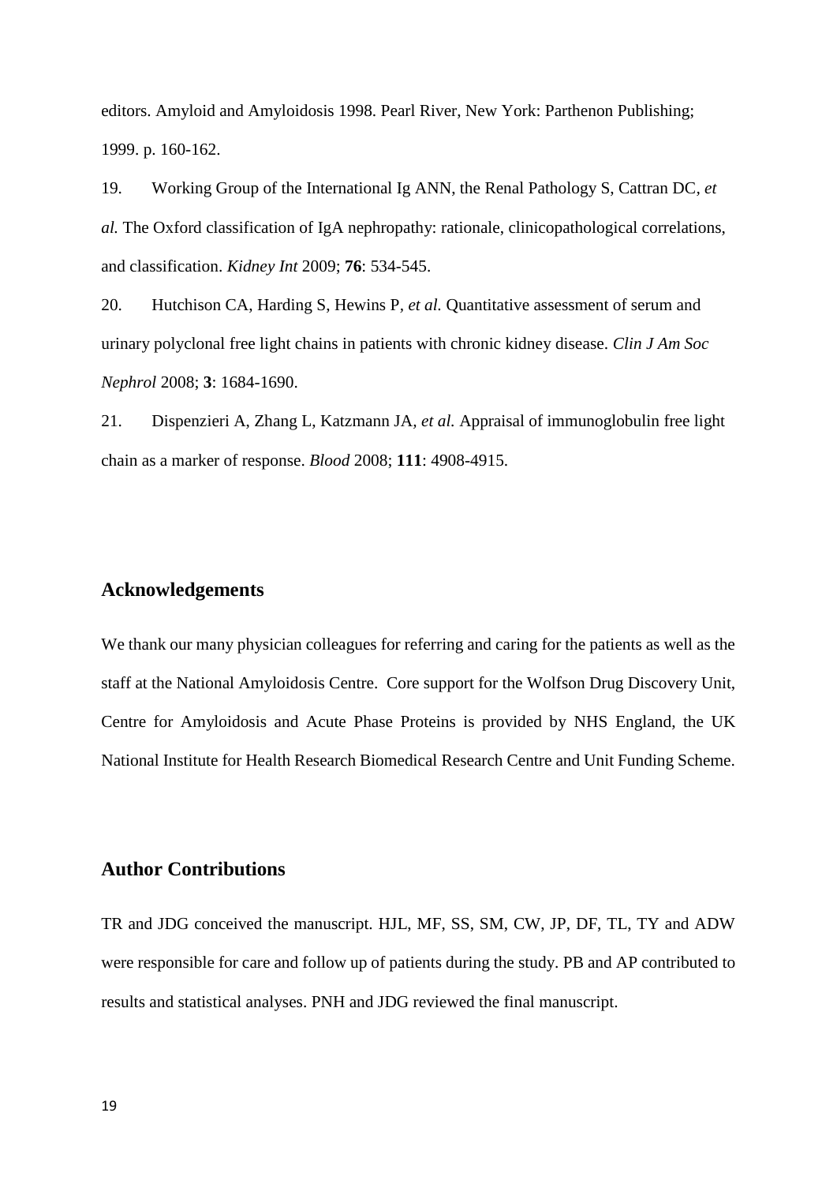editors. Amyloid and Amyloidosis 1998. Pearl River, New York: Parthenon Publishing; 1999. p. 160-162.

19. Working Group of the International Ig ANN, the Renal Pathology S, Cattran DC, *et al.* The Oxford classification of IgA nephropathy: rationale, clinicopathological correlations, and classification. *Kidney Int* 2009; **76**: 534-545.

20. Hutchison CA, Harding S, Hewins P, *et al.* Quantitative assessment of serum and urinary polyclonal free light chains in patients with chronic kidney disease. *Clin J Am Soc Nephrol* 2008; **3**: 1684-1690.

21. Dispenzieri A, Zhang L, Katzmann JA, *et al.* Appraisal of immunoglobulin free light chain as a marker of response. *Blood* 2008; **111**: 4908-4915.

## Acknowledgements

We thank our many physician colleagues for referring and caring for the patients as well as the staff at the National Amyloidosis Centre. Core support for the Wolfson Drug Discovery Unit, Centre for Amyloidosis and Acute Phase Proteins is provided by NHS England, the UK National Institute for Health Research Biomedical Research Centre and Unit Funding Scheme.

## Author Contributions

TR and JDG conceived the manuscript. HJL, MF, SS, SM, CW, JP, DF, TL, TY and ADW were responsible for care and follow up of patients during the study. PB and AP contributed to results and statistical analyses. PNH and JDG reviewed the final manuscript.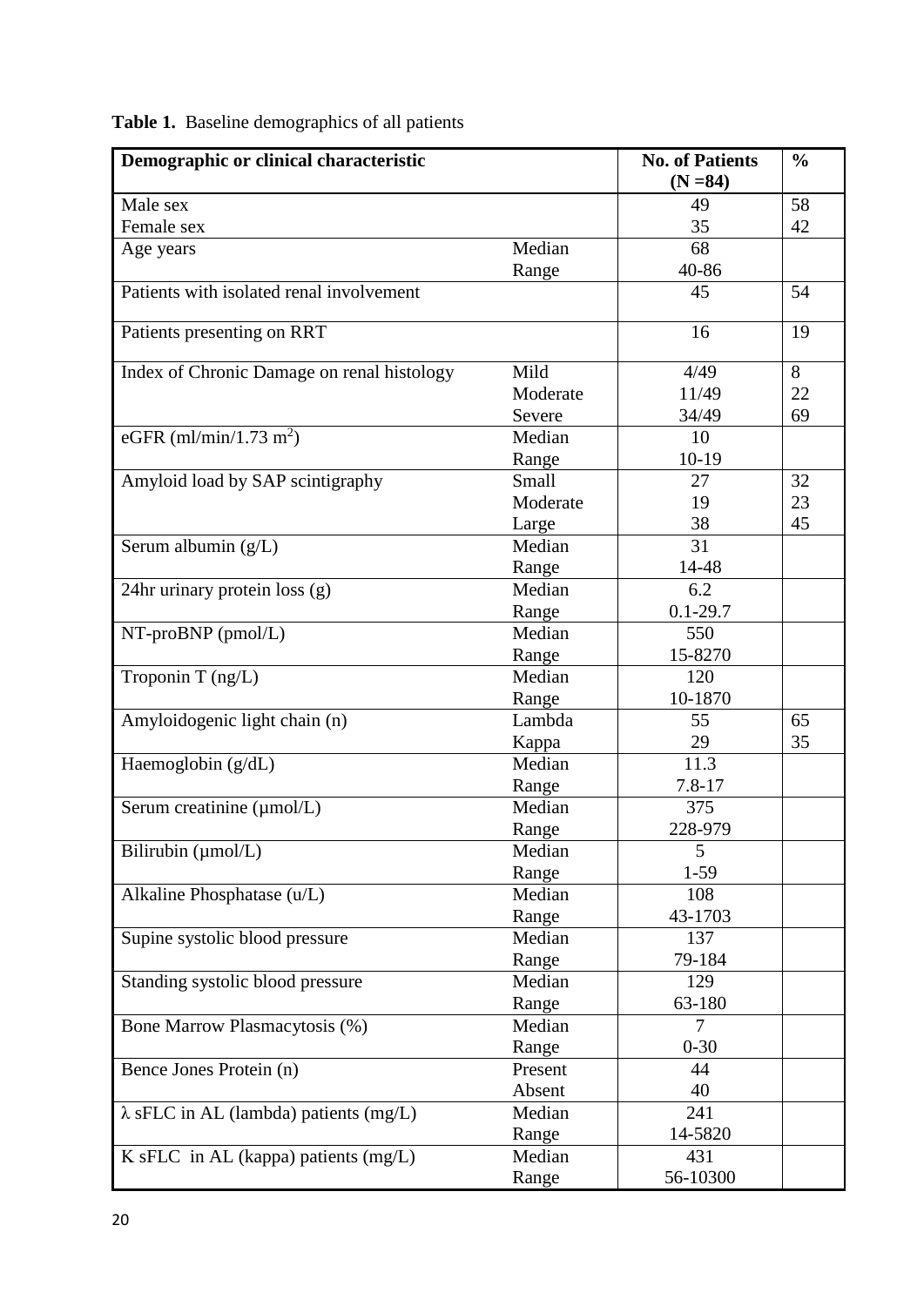**Table 1.** Baseline demographics of all patients

| Demographic or clinical characteristic | | No. of Patients (N =84) | % |
|---|---|---|---|
| Male sex | | 49 | 58 |
| Female sex | | 35 | 42 |
| Age years | Median | 68 | |
| | Range | 40-86 | |
| Patients with isolated renal involvement | | 45 | 54 |
| Patients presenting on RRT | | 16 | 19 |
| Index of Chronic Damage on renal histology | Mild | 4/49 | 8 |
| | Moderate | 11/49 | 22 |
| | Severe | 34/49 | 69 |
| eGFR (ml/min/1.73 $m^2$) | Median | 10 | |
| | Range | 10-19 | |
| Amyloid load by SAP scintigraphy | Small | 27 | 32 |
| | Moderate | 19 | 23 |
| | Large | 38 | 45 |
| Serum albumin (g/L) | Median | 31 | |
| | Range | 14-48 | |
| 24hr urinary protein loss (g) | Median | 6.2 | |
| | Range | 0.1-29.7 | |
| NT-proBNP (pmol/L) | Median | 550 | |
| | Range | 15-8270 | |
| Troponin T (ng/L) | Median | 120 | |
| | Range | 10-1870 | |
| Amyloidogenic light chain (n) | Lambda | 55 | 65 |
| | Kappa | 29 | 35 |
| Haemoglobin (g/dL) | Median | 11.3 | |
| | Range | 7.8-17 | |
| Serum creatinine (µmol/L) | Median | 375 | |
| | Range | 228-979 | |
| Bilirubin (µmol/L) | Median | 5 | |
| | Range | 1-59 | |
| Alkaline Phosphatase (u/L) | Median | 108 | |
| | Range | 43-1703 | |
| Supine systolic blood pressure | Median | 137 | |
| | Range | 79-184 | |
| Standing systolic blood pressure | Median | 129 | |
| | Range | 63-180 | |
| Bone Marrow Plasmacytosis (%) | Median | 7 | |
| | Range | 0-30 | |
| Bence Jones Protein (n) | Present | 44 | |
| | Absent | 40 | |
| $\lambda$ sFLC in AL (lambda) patients (mg/L) | Median | 241 | |
| | Range | 14-5820 | |
| K sFLC in AL (kappa) patients (mg/L) | Median | 431 | |
| | Range | 56-10300 | |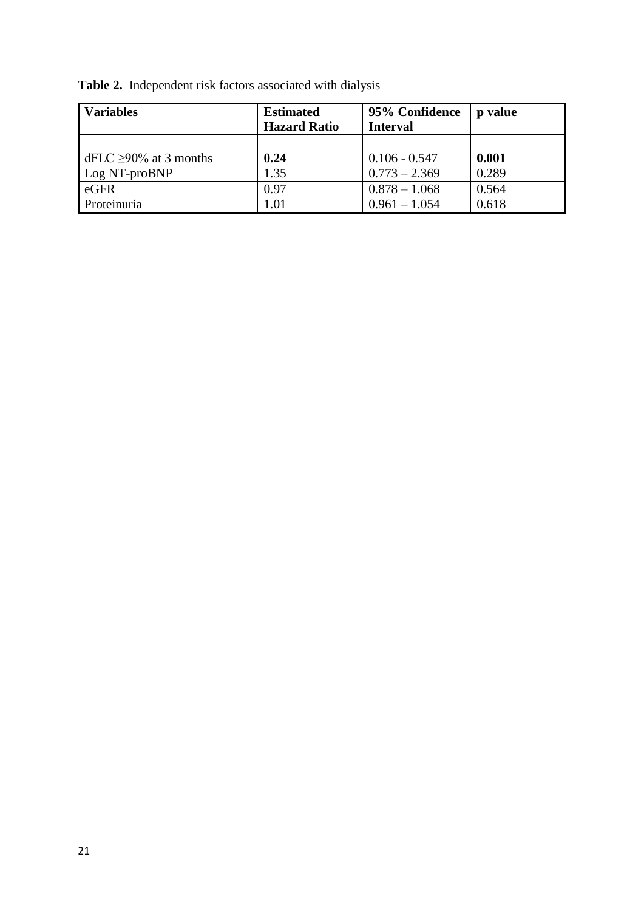**Table 2.** Independent risk factors associated with dialysis

| **Variables** | **Estimated Hazard Ratio** | **95% Confidence Interval** | **p value** |
|---|---|---|---|
| dFLC ≥90% at 3 months | **0.24** | 0.106 - 0.547 | **0.001** |
| Log NT-proBNP | 1.35 | 0.773 – 2.369 | 0.289 |
| eGFR | 0.97 | 0.878 – 1.068 | 0.564 |
| Proteinuria | 1.01 | 0.961 – 1.054 | 0.618 |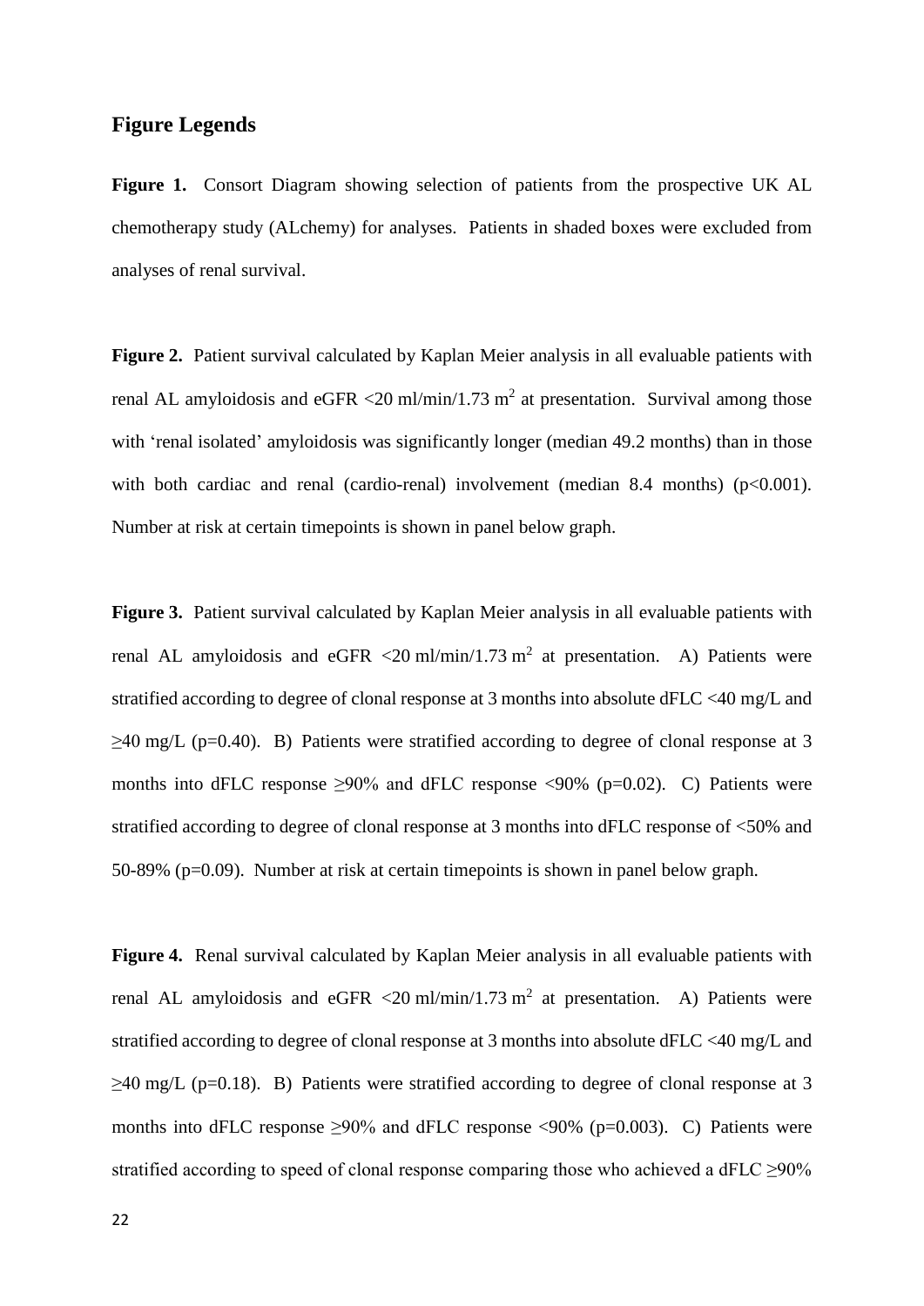## Figure Legends

**Figure 1.** Consort Diagram showing selection of patients from the prospective UK AL chemotherapy study (ALchemy) for analyses. Patients in shaded boxes were excluded from analyses of renal survival.

**Figure 2.** Patient survival calculated by Kaplan Meier analysis in all evaluable patients with renal AL amyloidosis and eGFR <20 ml/min/1.73 $m^2$ at presentation. Survival among those with 'renal isolated' amyloidosis was significantly longer (median 49.2 months) than in those with both cardiac and renal (cardio-renal) involvement (median 8.4 months) ($p<0.001$). Number at risk at certain timepoints is shown in panel below graph.

**Figure 3.** Patient survival calculated by Kaplan Meier analysis in all evaluable patients with renal AL amyloidosis and eGFR <20 ml/min/1.73 $m^2$ at presentation. A) Patients were stratified according to degree of clonal response at 3 months into absolute dFLC <40 mg/L and ≥40 mg/L ($p=0.40$). B) Patients were stratified according to degree of clonal response at 3 months into dFLC response ≥90% and dFLC response <90% ($p=0.02$). C) Patients were stratified according to degree of clonal response at 3 months into dFLC response of <50% and 50-89% ($p=0.09$). Number at risk at certain timepoints is shown in panel below graph.

**Figure 4.** Renal survival calculated by Kaplan Meier analysis in all evaluable patients with renal AL amyloidosis and eGFR <20 ml/min/1.73 $m^2$ at presentation. A) Patients were stratified according to degree of clonal response at 3 months into absolute dFLC <40 mg/L and ≥40 mg/L ($p=0.18$). B) Patients were stratified according to degree of clonal response at 3 months into dFLC response ≥90% and dFLC response <90% ($p=0.003$). C) Patients were stratified according to speed of clonal response comparing those who achieved a dFLC ≥90%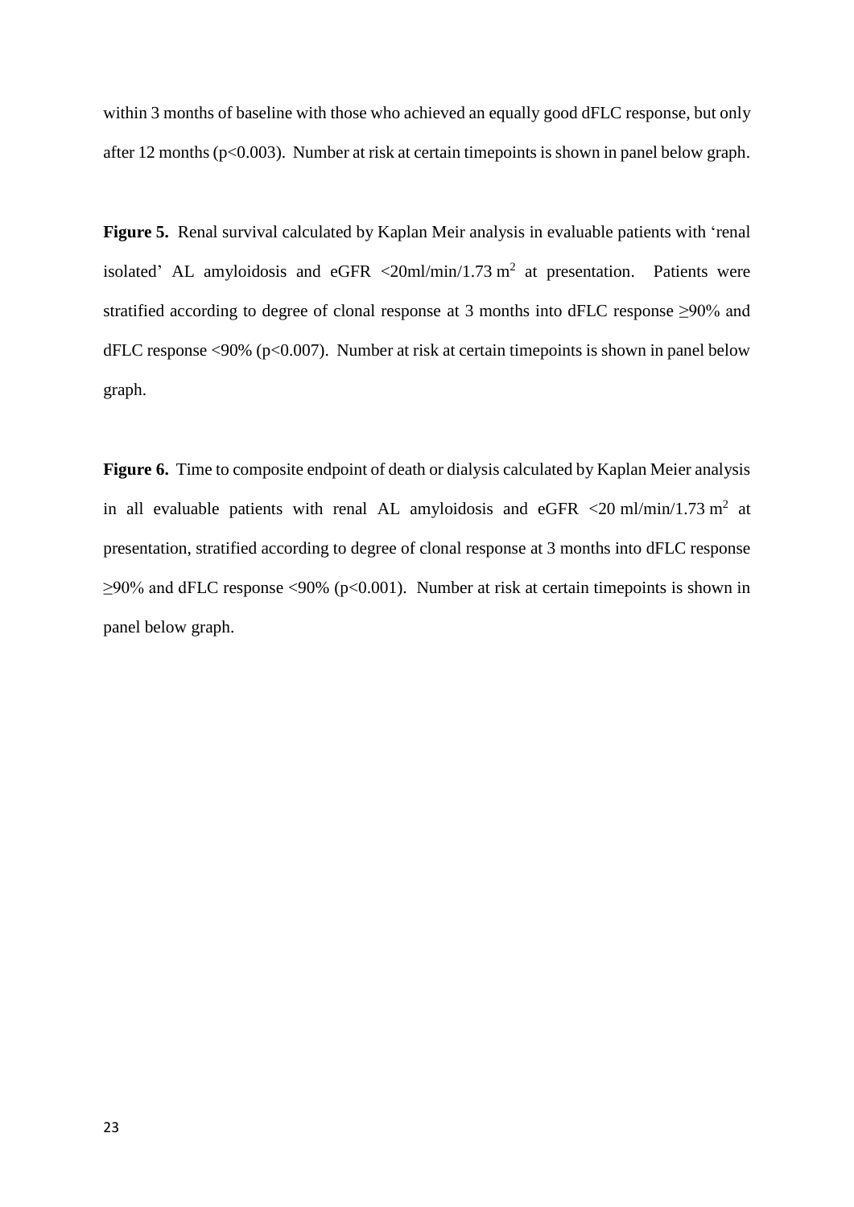within 3 months of baseline with those who achieved an equally good dFLC response, but only after 12 months ($p<0.003$). Number at risk at certain timepoints is shown in panel below graph.

**Figure 5.** Renal survival calculated by Kaplan Meir analysis in evaluable patients with 'renal isolated' AL amyloidosis and eGFR <20ml/min/1.73 $m^2$ at presentation. Patients were stratified according to degree of clonal response at 3 months into dFLC response ≥90% and dFLC response <90% ($p<0.007$). Number at risk at certain timepoints is shown in panel below graph.

**Figure 6.** Time to composite endpoint of death or dialysis calculated by Kaplan Meier analysis in all evaluable patients with renal AL amyloidosis and eGFR <20 ml/min/1.73 $m^2$ at presentation, stratified according to degree of clonal response at 3 months into dFLC response ≥90% and dFLC response <90% ($p<0.001$). Number at risk at certain timepoints is shown in panel below graph.